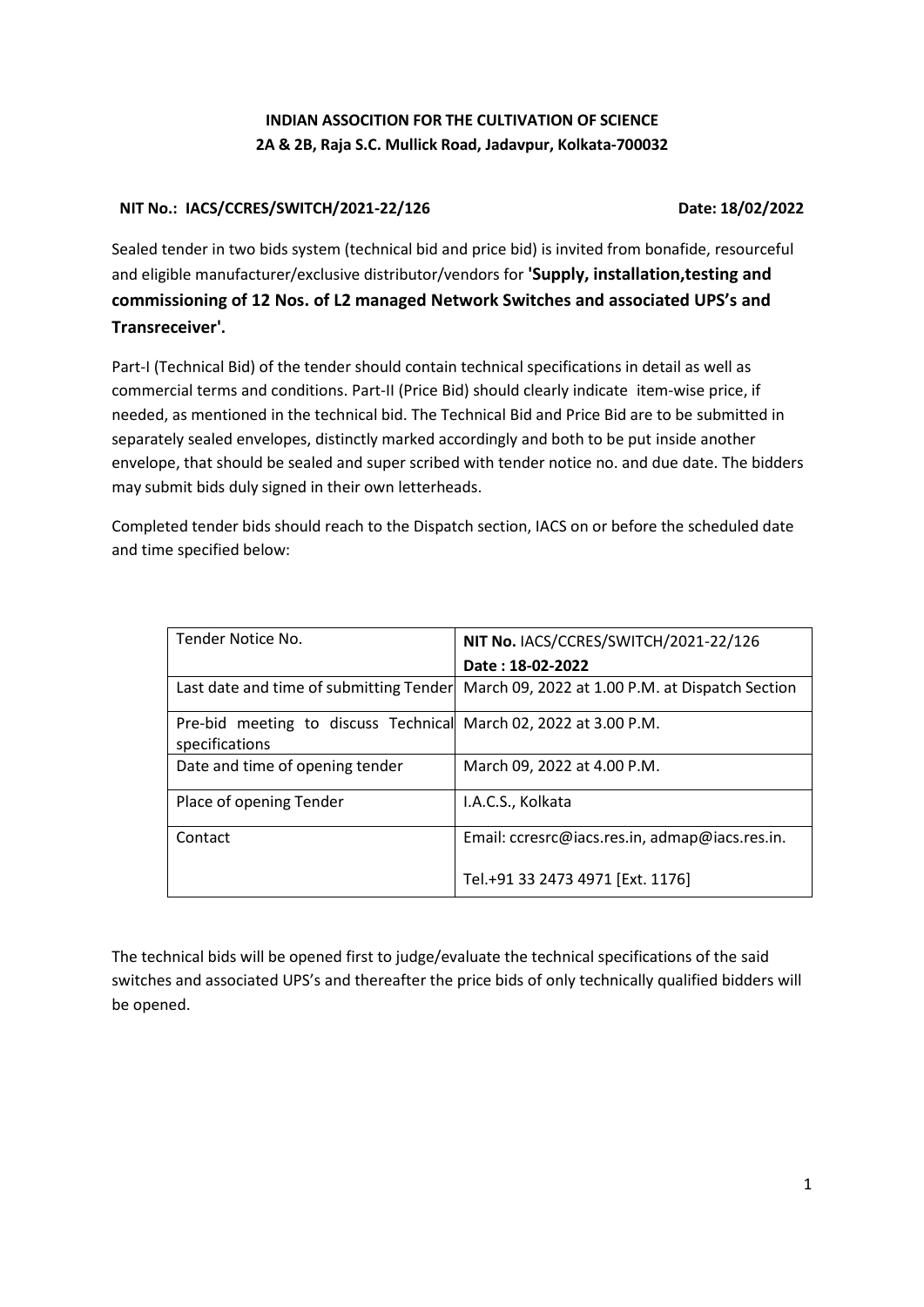**INDIAN ASSOCITION FOR THE CULTIVATION OF SCIENCE**
**2A & 2B, Raja S.C. Mullick Road, Jadavpur, Kolkata-700032**

**NIT No.: IACS/CCRES/SWITCH/2021-22/126** **Date: 18/02/2022**

Sealed tender in two bids system (technical bid and price bid) is invited from bonafide, resourceful and eligible manufacturer/exclusive distributor/vendors for **'Supply, installation,testing and commissioning of 12 Nos. of L2 managed Network Switches and associated UPS's and Transreceiver'.**

Part-I (Technical Bid) of the tender should contain technical specifications in detail as well as commercial terms and conditions. Part-II (Price Bid) should clearly indicate item-wise price, if needed, as mentioned in the technical bid. The Technical Bid and Price Bid are to be submitted in separately sealed envelopes, distinctly marked accordingly and both to be put inside another envelope, that should be sealed and super scribed with tender notice no. and due date. The bidders may submit bids duly signed in their own letterheads.

Completed tender bids should reach to the Dispatch section, IACS on or before the scheduled date and time specified below:

| Tender Notice No. | **NIT No.** IACS/CCRES/SWITCH/2021-22/126<br>**Date : 18-02-2022** |
|---|---|
| Last date and time of submitting Tender | March 09, 2022 at 1.00 P.M. at Dispatch Section |
| Pre-bid meeting to discuss Technical specifications | March 02, 2022 at 3.00 P.M. |
| Date and time of opening tender | March 09, 2022 at 4.00 P.M. |
| Place of opening Tender | I.A.C.S., Kolkata |
| Contact | Email: ccresrc@iacs.res.in, admap@iacs.res.in.<br>Tel.+91 33 2473 4971 [Ext. 1176] |

The technical bids will be opened first to judge/evaluate the technical specifications of the said switches and associated UPS's and thereafter the price bids of only technically qualified bidders will be opened.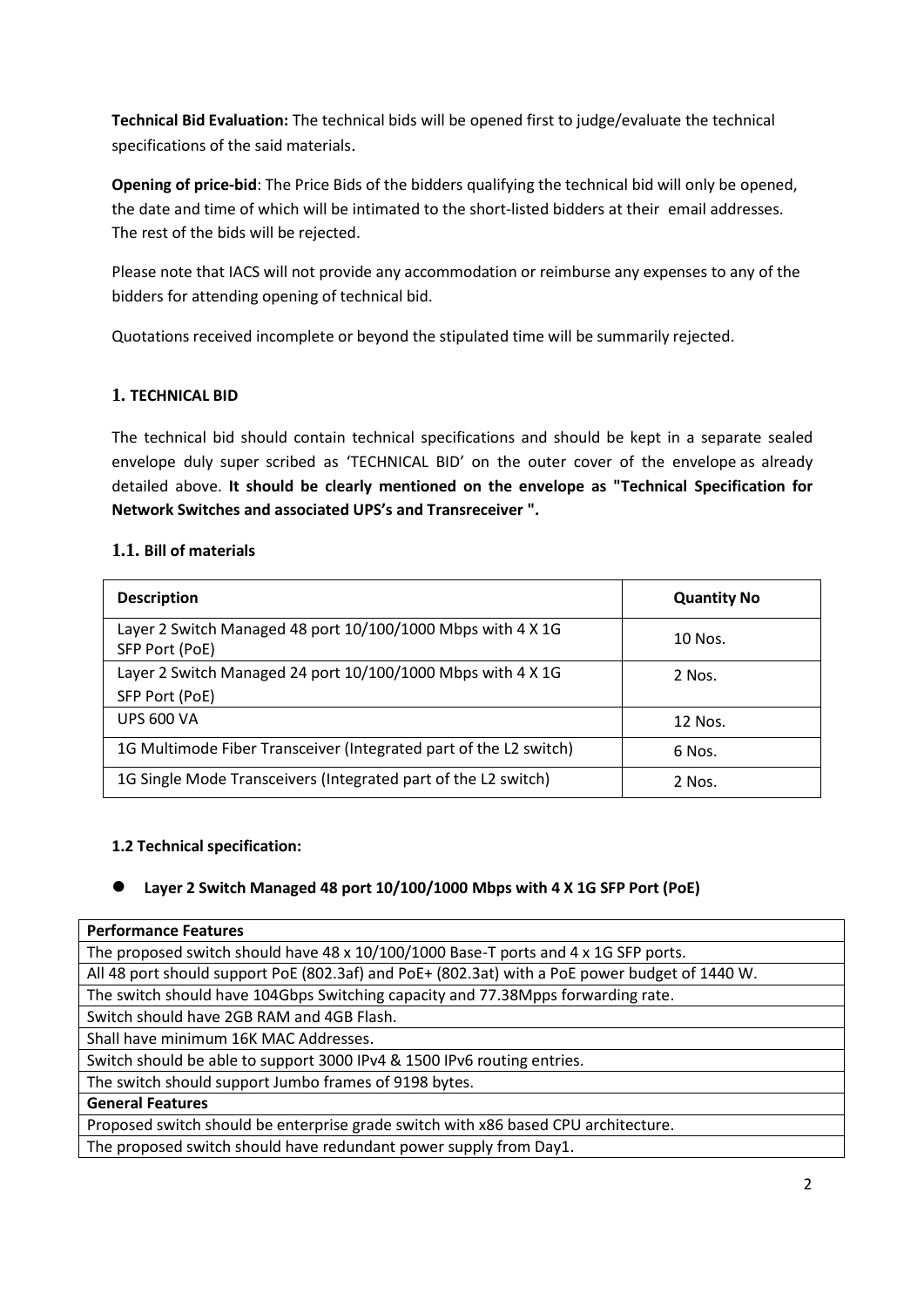**Technical Bid Evaluation:** The technical bids will be opened first to judge/evaluate the technical specifications of the said materials.

**Opening of price-bid**: The Price Bids of the bidders qualifying the technical bid will only be opened, the date and time of which will be intimated to the short-listed bidders at their email addresses. The rest of the bids will be rejected.

Please note that IACS will not provide any accommodation or reimburse any expenses to any of the bidders for attending opening of technical bid.

Quotations received incomplete or beyond the stipulated time will be summarily rejected.

## 1. TECHNICAL BID

The technical bid should contain technical specifications and should be kept in a separate sealed envelope duly super scribed as 'TECHNICAL BID' on the outer cover of the envelope as already detailed above. **It should be clearly mentioned on the envelope as "Technical Specification for Network Switches and associated UPS's and Transreceiver ".**

### 1.1. Bill of materials

| Description | Quantity No |
|---|---|
| Layer 2 Switch Managed 48 port 10/100/1000 Mbps with 4 X 1G SFP Port (PoE) | 10 Nos. |
| Layer 2 Switch Managed 24 port 10/100/1000 Mbps with 4 X 1G SFP Port (PoE) | 2 Nos. |
| UPS 600 VA | 12 Nos. |
| 1G Multimode Fiber Transceiver (Integrated part of the L2 switch) | 6 Nos. |
| 1G Single Mode Transceivers (Integrated part of the L2 switch) | 2 Nos. |

### 1.2 Technical specification:

- **Layer 2 Switch Managed 48 port 10/100/1000 Mbps with 4 X 1G SFP Port (PoE)**

| **Performance Features** |
|---|
| The proposed switch should have 48 x 10/100/1000 Base-T ports and 4 x 1G SFP ports. |
| All 48 port should support PoE (802.3af) and PoE+ (802.3at) with a PoE power budget of 1440 W. |
| The switch should have 104Gbps Switching capacity and 77.38Mpps forwarding rate. |
| Switch should have 2GB RAM and 4GB Flash. |
| Shall have minimum 16K MAC Addresses. |
| Switch should be able to support 3000 IPv4 & 1500 IPv6 routing entries. |
| The switch should support Jumbo frames of 9198 bytes. |
| **General Features** |
| Proposed switch should be enterprise grade switch with x86 based CPU architecture. |
| The proposed switch should have redundant power supply from Day1. |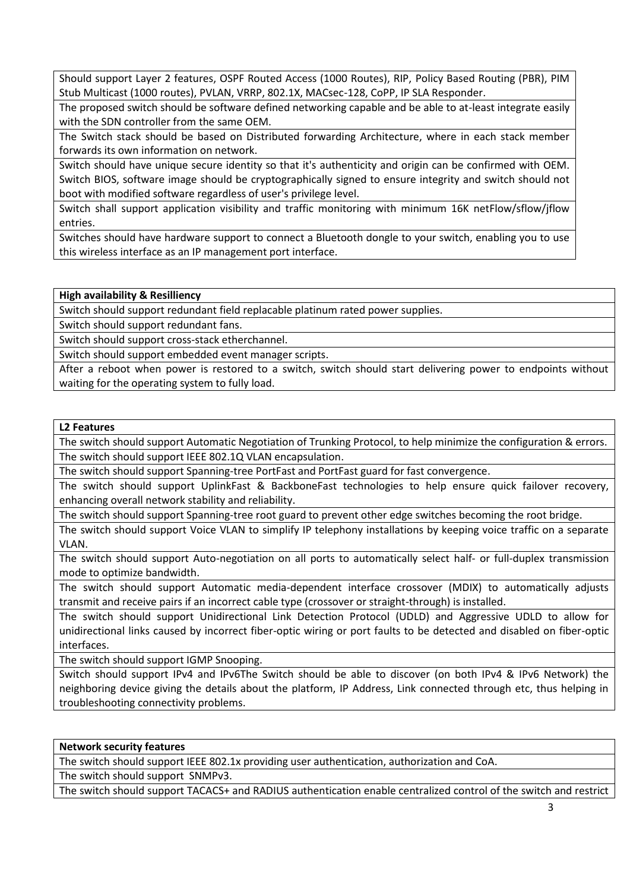| Should support Layer 2 features, OSPF Routed Access (1000 Routes), RIP, Policy Based Routing (PBR), PIM Stub Multicast (1000 routes), PVLAN, VRRP, 802.1X, MACsec-128, CoPP, IP SLA Responder. |
|---|
| The proposed switch should be software defined networking capable and be able to at-least integrate easily with the SDN controller from the same OEM. |
| The Switch stack should be based on Distributed forwarding Architecture, where in each stack member forwards its own information on network. |
| Switch should have unique secure identity so that it's authenticity and origin can be confirmed with OEM. Switch BIOS, software image should be cryptographically signed to ensure integrity and switch should not boot with modified software regardless of user's privilege level. |
| Switch shall support application visibility and traffic monitoring with minimum 16K netFlow/sflow/jflow entries. |
| Switches should have hardware support to connect a Bluetooth dongle to your switch, enabling you to use this wireless interface as an IP management port interface. |

| **High availability & Resilliency** |
|---|
| Switch should support redundant field replacable platinum rated power supplies. |
| Switch should support redundant fans. |
| Switch should support cross-stack etherchannel. |
| Switch should support embedded event manager scripts. |
| After a reboot when power is restored to a switch, switch should start delivering power to endpoints without waiting for the operating system to fully load. |

| **L2 Features** |
|---|
| The switch should support Automatic Negotiation of Trunking Protocol, to help minimize the configuration & errors. |
| The switch should support IEEE 802.1Q VLAN encapsulation. |
| The switch should support Spanning-tree PortFast and PortFast guard for fast convergence. |
| The switch should support UplinkFast & BackboneFast technologies to help ensure quick failover recovery, enhancing overall network stability and reliability. |
| The switch should support Spanning-tree root guard to prevent other edge switches becoming the root bridge. |
| The switch should support Voice VLAN to simplify IP telephony installations by keeping voice traffic on a separate VLAN. |
| The switch should support Auto-negotiation on all ports to automatically select half- or full-duplex transmission mode to optimize bandwidth. |
| The switch should support Automatic media-dependent interface crossover (MDIX) to automatically adjusts transmit and receive pairs if an incorrect cable type (crossover or straight-through) is installed. |
| The switch should support Unidirectional Link Detection Protocol (UDLD) and Aggressive UDLD to allow for unidirectional links caused by incorrect fiber-optic wiring or port faults to be detected and disabled on fiber-optic interfaces. |
| The switch should support IGMP Snooping. |
| Switch should support IPv4 and IPv6The Switch should be able to discover (on both IPv4 & IPv6 Network) the neighboring device giving the details about the platform, IP Address, Link connected through etc, thus helping in troubleshooting connectivity problems. |

| **Network security features** |
|---|
| The switch should support IEEE 802.1x providing user authentication, authorization and CoA. |
| The switch should support SNMPv3. |
| The switch should support TACACS+ and RADIUS authentication enable centralized control of the switch and restrict |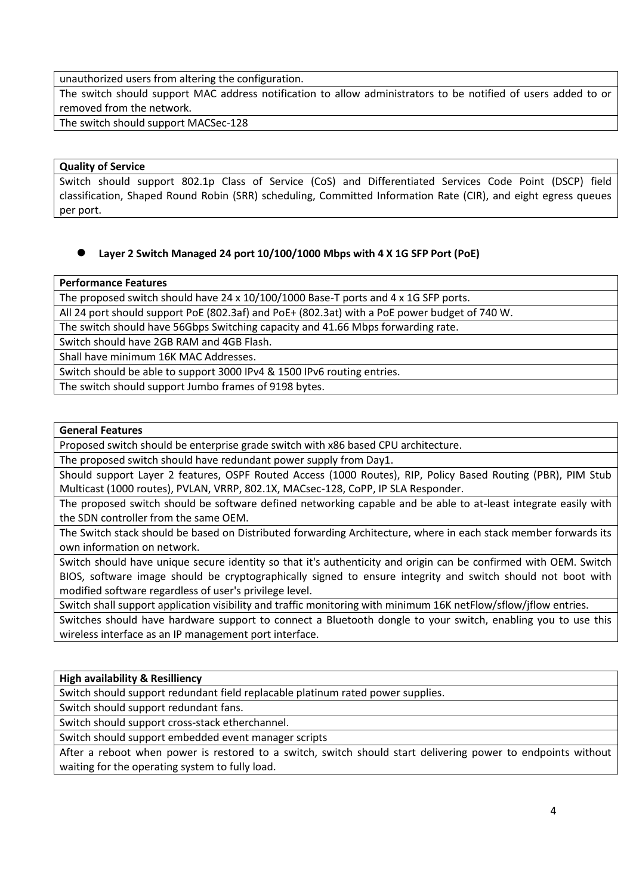| unauthorized users from altering the configuration. |
|---|
| The switch should support MAC address notification to allow administrators to be notified of users added to or removed from the network. |
| The switch should support MACSec-128 |

| **Quality of Service** |
|---|
| Switch should support 802.1p Class of Service (CoS) and Differentiated Services Code Point (DSCP) field classification, Shaped Round Robin (SRR) scheduling, Committed Information Rate (CIR), and eight egress queues per port. |

- **Layer 2 Switch Managed 24 port 10/100/1000 Mbps with 4 X 1G SFP Port (PoE)**

| **Performance Features** |
|---|
| The proposed switch should have 24 x 10/100/1000 Base-T ports and 4 x 1G SFP ports. |
| All 24 port should support PoE (802.3af) and PoE+ (802.3at) with a PoE power budget of 740 W. |
| The switch should have 56Gbps Switching capacity and 41.66 Mbps forwarding rate. |
| Switch should have 2GB RAM and 4GB Flash. |
| Shall have minimum 16K MAC Addresses. |
| Switch should be able to support 3000 IPv4 & 1500 IPv6 routing entries. |
| The switch should support Jumbo frames of 9198 bytes. |

| **General Features** |
|---|
| Proposed switch should be enterprise grade switch with x86 based CPU architecture. |
| The proposed switch should have redundant power supply from Day1. |
| Should support Layer 2 features, OSPF Routed Access (1000 Routes), RIP, Policy Based Routing (PBR), PIM Stub Multicast (1000 routes), PVLAN, VRRP, 802.1X, MACsec-128, CoPP, IP SLA Responder. |
| The proposed switch should be software defined networking capable and be able to at-least integrate easily with the SDN controller from the same OEM. |
| The Switch stack should be based on Distributed forwarding Architecture, where in each stack member forwards its own information on network. |
| Switch should have unique secure identity so that it's authenticity and origin can be confirmed with OEM. Switch BIOS, software image should be cryptographically signed to ensure integrity and switch should not boot with modified software regardless of user's privilege level. |
| Switch shall support application visibility and traffic monitoring with minimum 16K netFlow/sflow/jflow entries. |
| Switches should have hardware support to connect a Bluetooth dongle to your switch, enabling you to use this wireless interface as an IP management port interface. |

| **High availability & Resilliency** |
|---|
| Switch should support redundant field replacable platinum rated power supplies. |
| Switch should support redundant fans. |
| Switch should support cross-stack etherchannel. |
| Switch should support embedded event manager scripts |
| After a reboot when power is restored to a switch, switch should start delivering power to endpoints without waiting for the operating system to fully load. |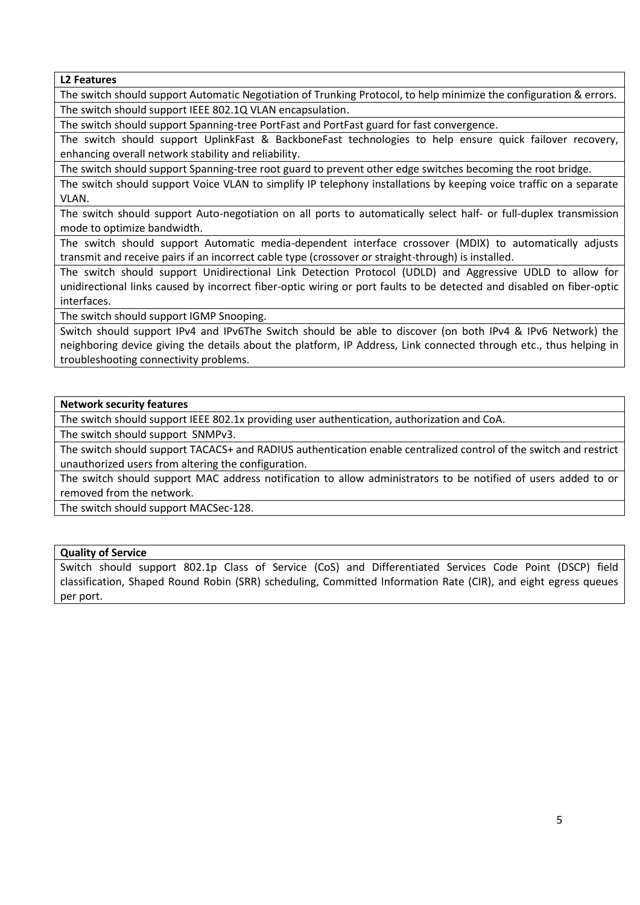| **L2 Features** |
| --- |
| The switch should support Automatic Negotiation of Trunking Protocol, to help minimize the configuration & errors. |
| The switch should support IEEE 802.1Q VLAN encapsulation. |
| The switch should support Spanning-tree PortFast and PortFast guard for fast convergence. |
| The switch should support UplinkFast & BackboneFast technologies to help ensure quick failover recovery, enhancing overall network stability and reliability. |
| The switch should support Spanning-tree root guard to prevent other edge switches becoming the root bridge. |
| The switch should support Voice VLAN to simplify IP telephony installations by keeping voice traffic on a separate VLAN. |
| The switch should support Auto-negotiation on all ports to automatically select half- or full-duplex transmission mode to optimize bandwidth. |
| The switch should support Automatic media-dependent interface crossover (MDIX) to automatically adjusts transmit and receive pairs if an incorrect cable type (crossover or straight-through) is installed. |
| The switch should support Unidirectional Link Detection Protocol (UDLD) and Aggressive UDLD to allow for unidirectional links caused by incorrect fiber-optic wiring or port faults to be detected and disabled on fiber-optic interfaces. |
| The switch should support IGMP Snooping. |
| Switch should support IPv4 and IPv6The Switch should be able to discover (on both IPv4 & IPv6 Network) the neighboring device giving the details about the platform, IP Address, Link connected through etc., thus helping in troubleshooting connectivity problems. |

| **Network security features** |
| --- |
| The switch should support IEEE 802.1x providing user authentication, authorization and CoA. |
| The switch should support SNMPv3. |
| The switch should support TACACS+ and RADIUS authentication enable centralized control of the switch and restrict unauthorized users from altering the configuration. |
| The switch should support MAC address notification to allow administrators to be notified of users added to or removed from the network. |
| The switch should support MACSec-128. |

| **Quality of Service** |
| --- |
| Switch should support 802.1p Class of Service (CoS) and Differentiated Services Code Point (DSCP) field classification, Shaped Round Robin (SRR) scheduling, Committed Information Rate (CIR), and eight egress queues per port. |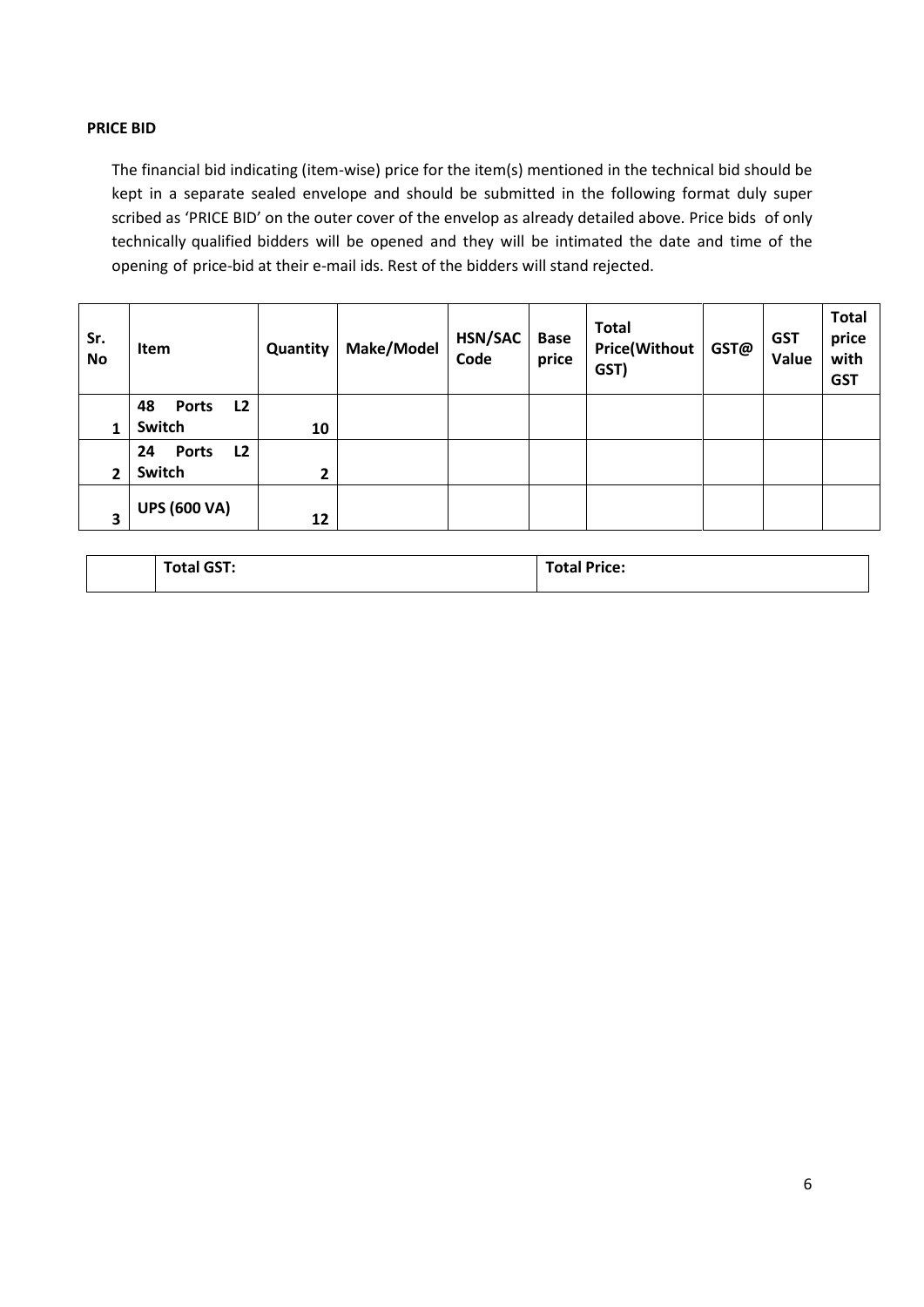**PRICE BID**

The financial bid indicating (item-wise) price for the item(s) mentioned in the technical bid should be kept in a separate sealed envelope and should be submitted in the following format duly super scribed as 'PRICE BID' on the outer cover of the envelop as already detailed above. Price bids of only technically qualified bidders will be opened and they will be intimated the date and time of the opening of price-bid at their e-mail ids. Rest of the bidders will stand rejected.

| Sr. No | Item | Quantity | Make/Model | HSN/SAC Code | Base price | Total Price(Without GST) | GST@ | GST Value | Total price with GST |
|---|---|---|---|---|---|---|---|---|---|
| 1 | 48 Ports L2 Switch | 10 | | | | | | | |
| 2 | 24 Ports L2 Switch | 2 | | | | | | | |
| 3 | UPS (600 VA) | 12 | | | | | | | |

| | Total GST: | Total Price: |
|---|---|---|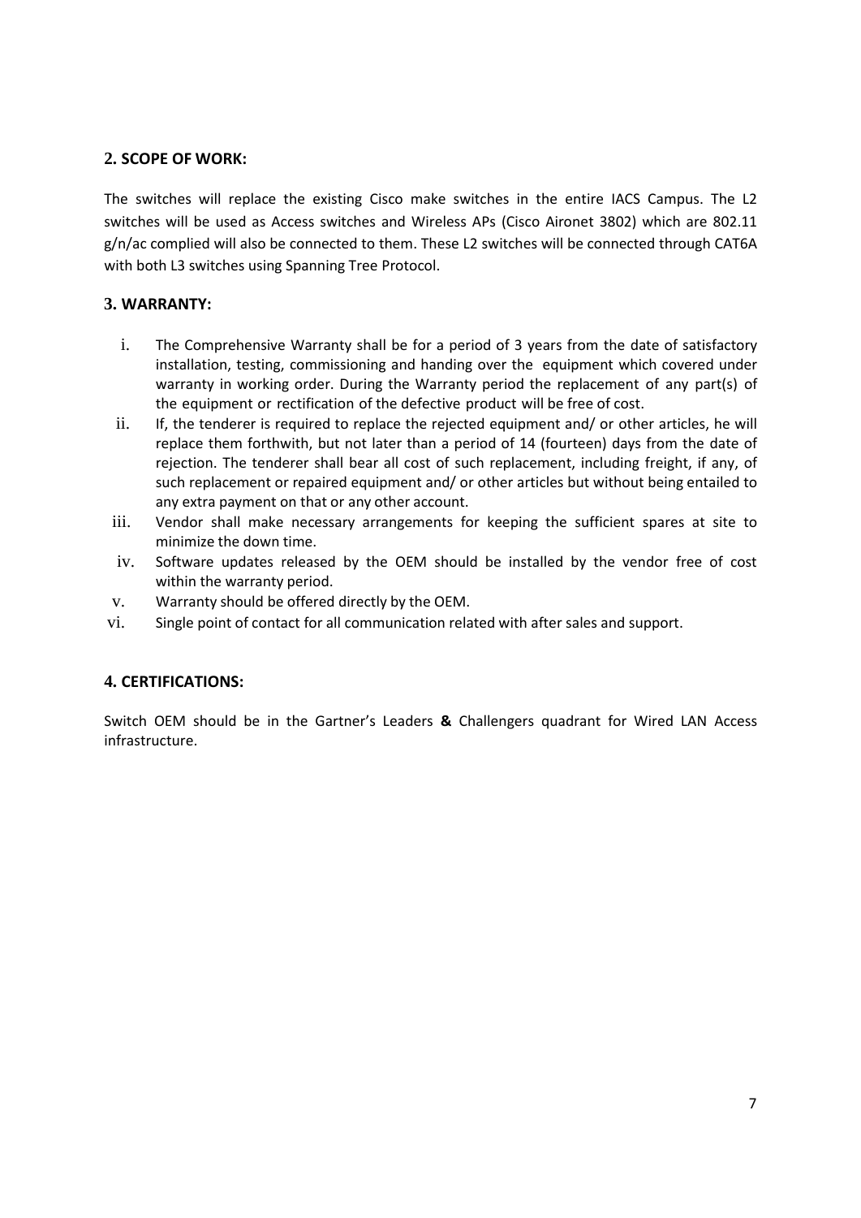## 2. SCOPE OF WORK:

The switches will replace the existing Cisco make switches in the entire IACS Campus. The L2 switches will be used as Access switches and Wireless APs (Cisco Aironet 3802) which are 802.11 g/n/ac complied will also be connected to them. These L2 switches will be connected through CAT6A with both L3 switches using Spanning Tree Protocol.

## 3. WARRANTY:

i. The Comprehensive Warranty shall be for a period of 3 years from the date of satisfactory installation, testing, commissioning and handing over the equipment which covered under warranty in working order. During the Warranty period the replacement of any part(s) of the equipment or rectification of the defective product will be free of cost.

ii. If, the tenderer is required to replace the rejected equipment and/ or other articles, he will replace them forthwith, but not later than a period of 14 (fourteen) days from the date of rejection. The tenderer shall bear all cost of such replacement, including freight, if any, of such replacement or repaired equipment and/ or other articles but without being entailed to any extra payment on that or any other account.

iii. Vendor shall make necessary arrangements for keeping the sufficient spares at site to minimize the down time.

iv. Software updates released by the OEM should be installed by the vendor free of cost within the warranty period.

v. Warranty should be offered directly by the OEM.

vi. Single point of contact for all communication related with after sales and support.

## 4. CERTIFICATIONS:

Switch OEM should be in the Gartner's Leaders **&** Challengers quadrant for Wired LAN Access infrastructure.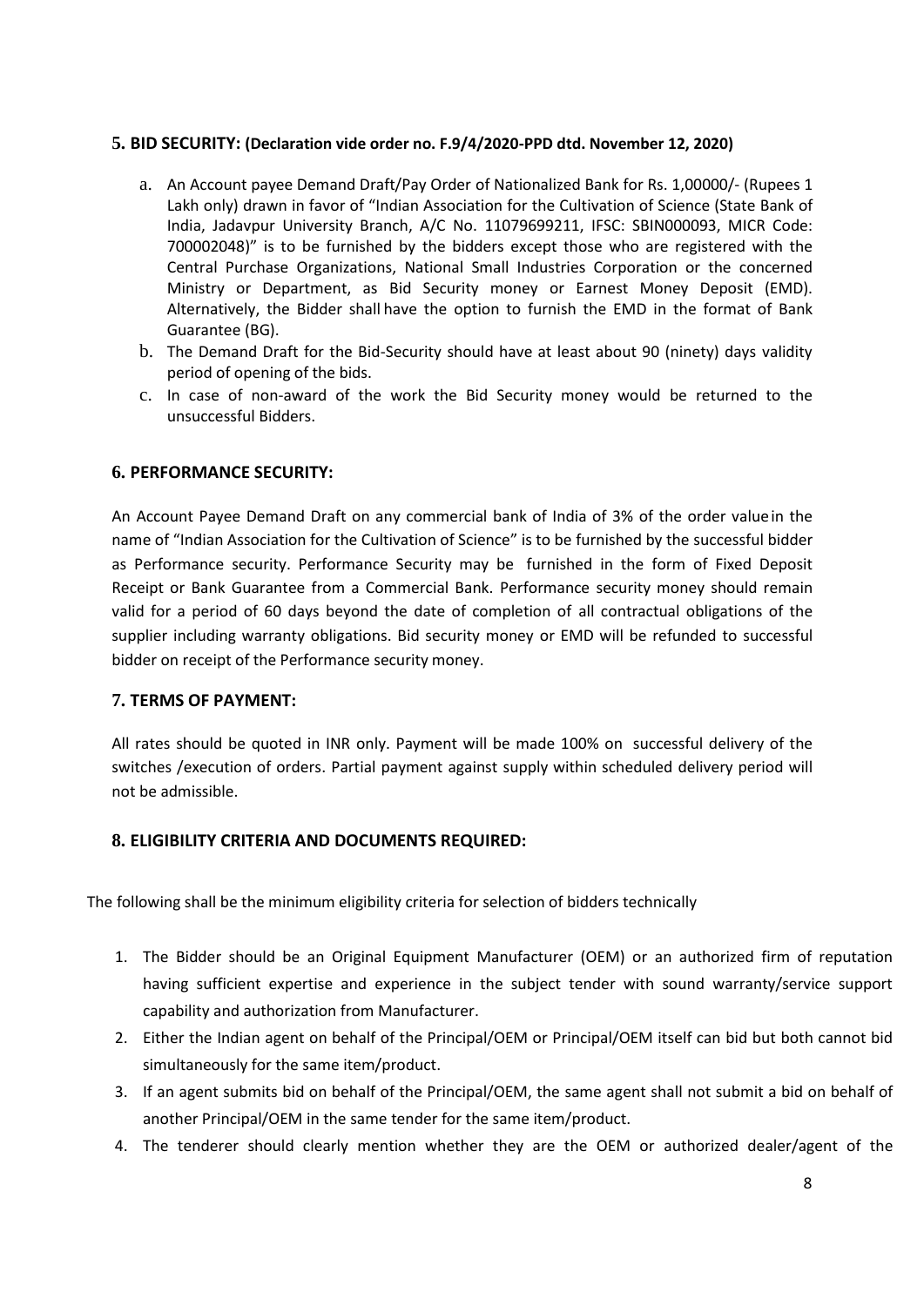## 5. BID SECURITY: (Declaration vide order no. F.9/4/2020-PPD dtd. November 12, 2020)

a. An Account payee Demand Draft/Pay Order of Nationalized Bank for Rs. 1,00000/- (Rupees 1 Lakh only) drawn in favor of "Indian Association for the Cultivation of Science (State Bank of India, Jadavpur University Branch, A/C No. 11079699211, IFSC: SBIN000093, MICR Code: 700002048)" is to be furnished by the bidders except those who are registered with the Central Purchase Organizations, National Small Industries Corporation or the concerned Ministry or Department, as Bid Security money or Earnest Money Deposit (EMD). Alternatively, the Bidder shall have the option to furnish the EMD in the format of Bank Guarantee (BG).

b. The Demand Draft for the Bid-Security should have at least about 90 (ninety) days validity period of opening of the bids.

c. In case of non-award of the work the Bid Security money would be returned to the unsuccessful Bidders.

## 6. PERFORMANCE SECURITY:

An Account Payee Demand Draft on any commercial bank of India of 3% of the order value in the name of "Indian Association for the Cultivation of Science" is to be furnished by the successful bidder as Performance security. Performance Security may be furnished in the form of Fixed Deposit Receipt or Bank Guarantee from a Commercial Bank. Performance security money should remain valid for a period of 60 days beyond the date of completion of all contractual obligations of the supplier including warranty obligations. Bid security money or EMD will be refunded to successful bidder on receipt of the Performance security money.

## 7. TERMS OF PAYMENT:

All rates should be quoted in INR only. Payment will be made 100% on successful delivery of the switches /execution of orders. Partial payment against supply within scheduled delivery period will not be admissible.

## 8. ELIGIBILITY CRITERIA AND DOCUMENTS REQUIRED:

The following shall be the minimum eligibility criteria for selection of bidders technically

1. The Bidder should be an Original Equipment Manufacturer (OEM) or an authorized firm of reputation having sufficient expertise and experience in the subject tender with sound warranty/service support capability and authorization from Manufacturer.
2. Either the Indian agent on behalf of the Principal/OEM or Principal/OEM itself can bid but both cannot bid simultaneously for the same item/product.
3. If an agent submits bid on behalf of the Principal/OEM, the same agent shall not submit a bid on behalf of another Principal/OEM in the same tender for the same item/product.
4. The tenderer should clearly mention whether they are the OEM or authorized dealer/agent of the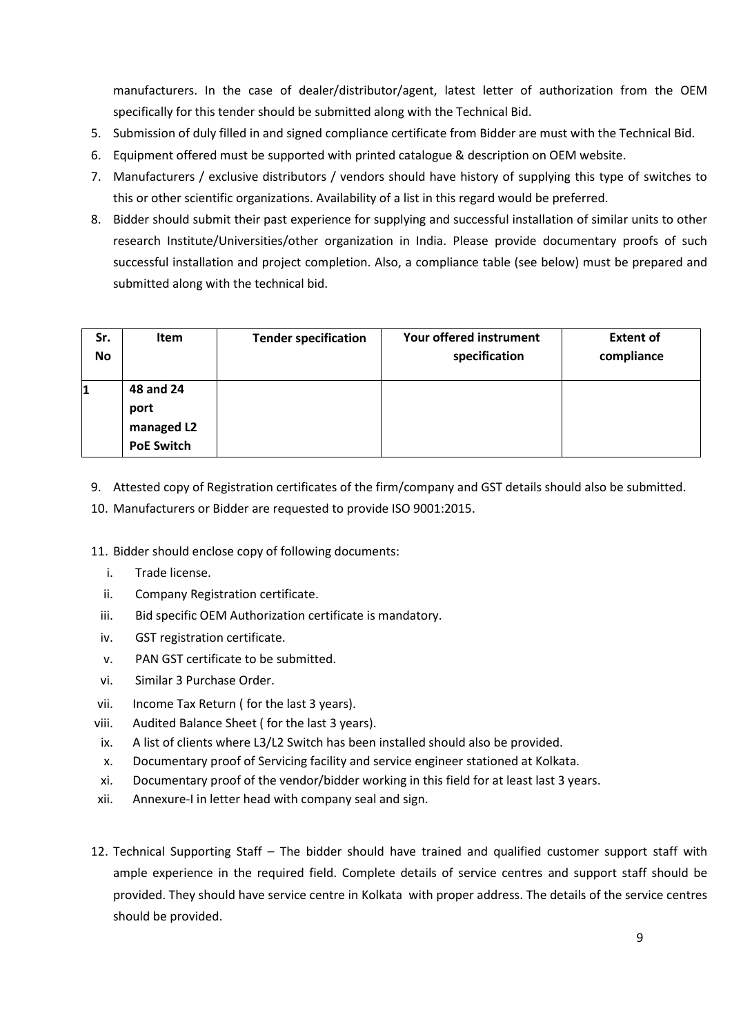manufacturers. In the case of dealer/distributor/agent, latest letter of authorization from the OEM specifically for this tender should be submitted along with the Technical Bid.

5. Submission of duly filled in and signed compliance certificate from Bidder are must with the Technical Bid.
6. Equipment offered must be supported with printed catalogue & description on OEM website.
7. Manufacturers / exclusive distributors / vendors should have history of supplying this type of switches to this or other scientific organizations. Availability of a list in this regard would be preferred.
8. Bidder should submit their past experience for supplying and successful installation of similar units to other research Institute/Universities/other organization in India. Please provide documentary proofs of such successful installation and project completion. Also, a compliance table (see below) must be prepared and submitted along with the technical bid.

| Sr. No | Item | Tender specification | Your offered instrument specification | Extent of compliance |
|---|---|---|---|---|
| 1 | 48 and 24 port managed L2 PoE Switch | | | |

9. Attested copy of Registration certificates of the firm/company and GST details should also be submitted.
10. Manufacturers or Bidder are requested to provide ISO 9001:2015.
11. Bidder should enclose copy of following documents:
    - i. Trade license.
    - ii. Company Registration certificate.
    - iii. Bid specific OEM Authorization certificate is mandatory.
    - iv. GST registration certificate.
    - v. PAN GST certificate to be submitted.
    - vi. Similar 3 Purchase Order.
    - vii. Income Tax Return ( for the last 3 years).
    - viii. Audited Balance Sheet ( for the last 3 years).
    - ix. A list of clients where L3/L2 Switch has been installed should also be provided.
    - x. Documentary proof of Servicing facility and service engineer stationed at Kolkata.
    - xi. Documentary proof of the vendor/bidder working in this field for at least last 3 years.
    - xii. Annexure-I in letter head with company seal and sign.
12. Technical Supporting Staff – The bidder should have trained and qualified customer support staff with ample experience in the required field. Complete details of service centres and support staff should be provided. They should have service centre in Kolkata with proper address. The details of the service centres should be provided.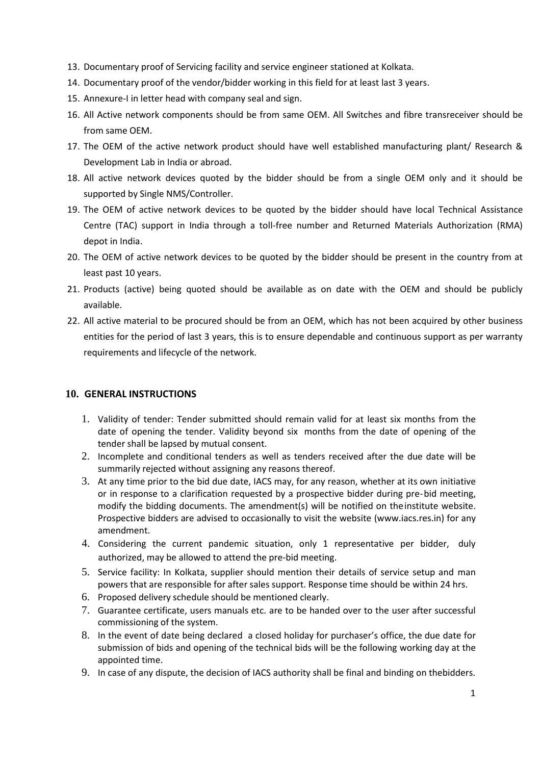13. Documentary proof of Servicing facility and service engineer stationed at Kolkata.
14. Documentary proof of the vendor/bidder working in this field for at least last 3 years.
15. Annexure-I in letter head with company seal and sign.
16. All Active network components should be from same OEM. All Switches and fibre transreceiver should be from same OEM.
17. The OEM of the active network product should have well established manufacturing plant/ Research & Development Lab in India or abroad.
18. All active network devices quoted by the bidder should be from a single OEM only and it should be supported by Single NMS/Controller.
19. The OEM of active network devices to be quoted by the bidder should have local Technical Assistance Centre (TAC) support in India through a toll-free number and Returned Materials Authorization (RMA) depot in India.
20. The OEM of active network devices to be quoted by the bidder should be present in the country from at least past 10 years.
21. Products (active) being quoted should be available as on date with the OEM and should be publicly available.
22. All active material to be procured should be from an OEM, which has not been acquired by other business entities for the period of last 3 years, this is to ensure dependable and continuous support as per warranty requirements and lifecycle of the network.

## 10. GENERAL INSTRUCTIONS

1. Validity of tender: Tender submitted should remain valid for at least six months from the date of opening the tender. Validity beyond six months from the date of opening of the tender shall be lapsed by mutual consent.
2. Incomplete and conditional tenders as well as tenders received after the due date will be summarily rejected without assigning any reasons thereof.
3. At any time prior to the bid due date, IACS may, for any reason, whether at its own initiative or in response to a clarification requested by a prospective bidder during pre-bid meeting, modify the bidding documents. The amendment(s) will be notified on the institute website. Prospective bidders are advised to occasionally to visit the website (www.iacs.res.in) for any amendment.
4. Considering the current pandemic situation, only 1 representative per bidder, duly authorized, may be allowed to attend the pre-bid meeting.
5. Service facility: In Kolkata, supplier should mention their details of service setup and man powers that are responsible for after sales support. Response time should be within 24 hrs.
6. Proposed delivery schedule should be mentioned clearly.
7. Guarantee certificate, users manuals etc. are to be handed over to the user after successful commissioning of the system.
8. In the event of date being declared a closed holiday for purchaser's office, the due date for submission of bids and opening of the technical bids will be the following working day at the appointed time.
9. In case of any dispute, the decision of IACS authority shall be final and binding on the bidders.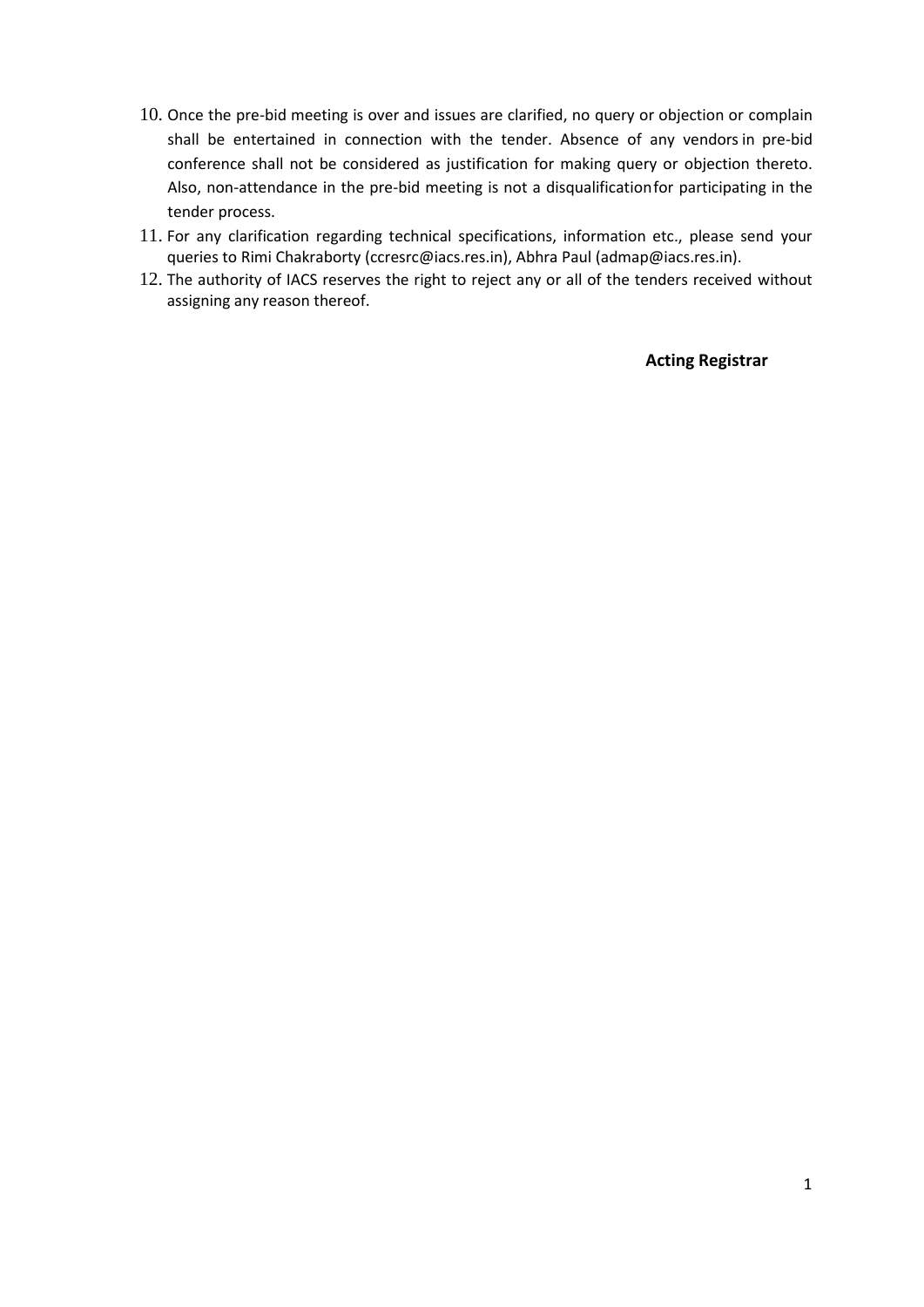10. Once the pre-bid meeting is over and issues are clarified, no query or objection or complain shall be entertained in connection with the tender. Absence of any vendors in pre-bid conference shall not be considered as justification for making query or objection thereto. Also, non-attendance in the pre-bid meeting is not a disqualification for participating in the tender process.
11. For any clarification regarding technical specifications, information etc., please send your queries to Rimi Chakraborty (ccresrc@iacs.res.in), Abhra Paul (admap@iacs.res.in).
12. The authority of IACS reserves the right to reject any or all of the tenders received without assigning any reason thereof.

**Acting Registrar**